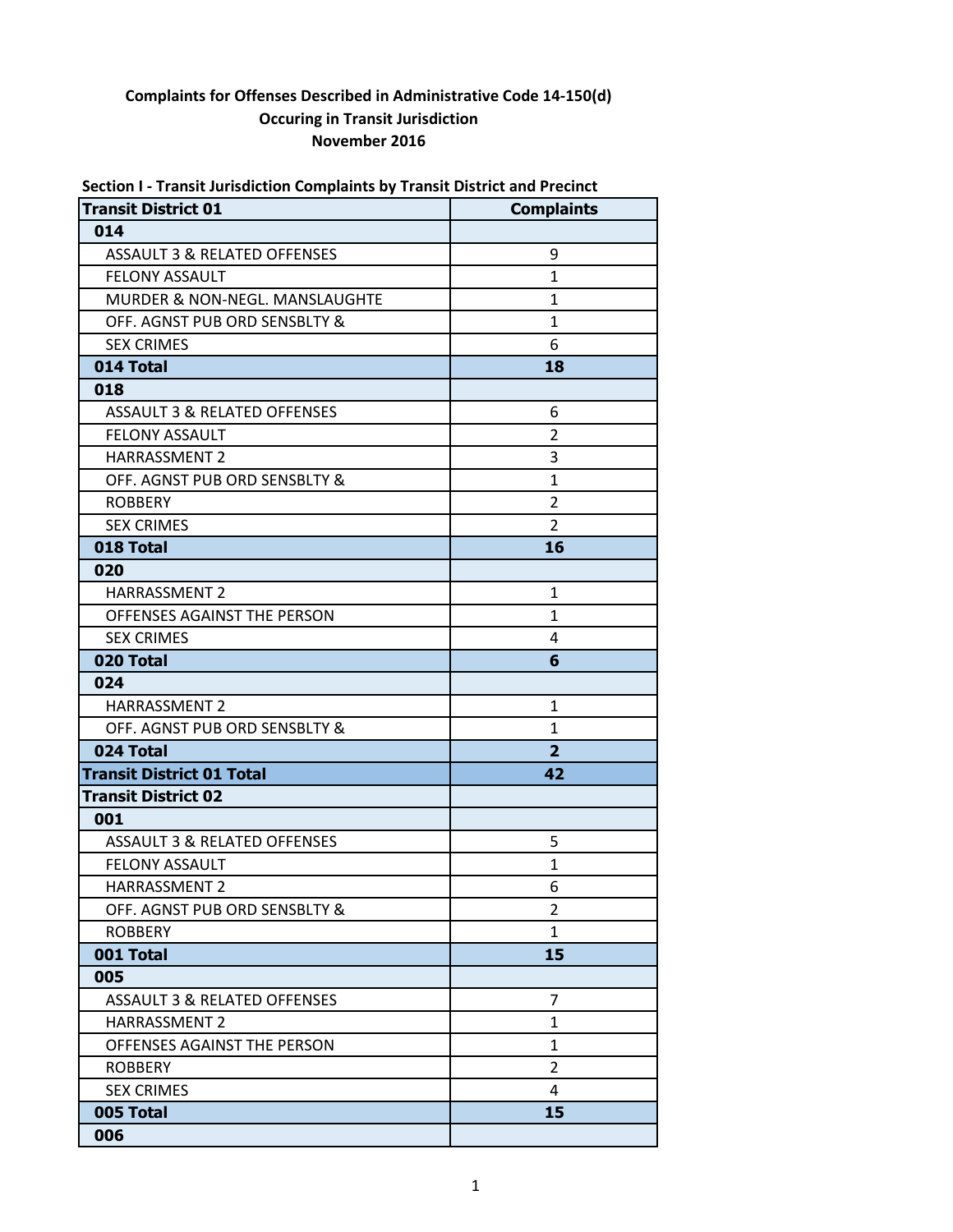**Complaints for Offenses Described in Administrative Code 14-150(d)**
**Occuring in Transit Jurisdiction**
**November 2016**

**Section I - Transit Jurisdiction Complaints by Transit District and Precinct**

| Transit District 01 | Complaints |
|---|---|
| **014** | |
| ASSAULT 3 & RELATED OFFENSES | 9 |
| FELONY ASSAULT | 1 |
| MURDER & NON-NEGL. MANSLAUGHTE | 1 |
| OFF. AGNST PUB ORD SENSBLTY & | 1 |
| SEX CRIMES | 6 |
| **014 Total** | **18** |
| **018** | |
| ASSAULT 3 & RELATED OFFENSES | 6 |
| FELONY ASSAULT | 2 |
| HARRASSMENT 2 | 3 |
| OFF. AGNST PUB ORD SENSBLTY & | 1 |
| ROBBERY | 2 |
| SEX CRIMES | 2 |
| **018 Total** | **16** |
| **020** | |
| HARRASSMENT 2 | 1 |
| OFFENSES AGAINST THE PERSON | 1 |
| SEX CRIMES | 4 |
| **020 Total** | **6** |
| **024** | |
| HARRASSMENT 2 | 1 |
| OFF. AGNST PUB ORD SENSBLTY & | 1 |
| **024 Total** | **2** |
| **Transit District 01 Total** | **42** |
| **Transit District 02** | |
| **001** | |
| ASSAULT 3 & RELATED OFFENSES | 5 |
| FELONY ASSAULT | 1 |
| HARRASSMENT 2 | 6 |
| OFF. AGNST PUB ORD SENSBLTY & | 2 |
| ROBBERY | 1 |
| **001 Total** | **15** |
| **005** | |
| ASSAULT 3 & RELATED OFFENSES | 7 |
| HARRASSMENT 2 | 1 |
| OFFENSES AGAINST THE PERSON | 1 |
| ROBBERY | 2 |
| SEX CRIMES | 4 |
| **005 Total** | **15** |
| **006** | |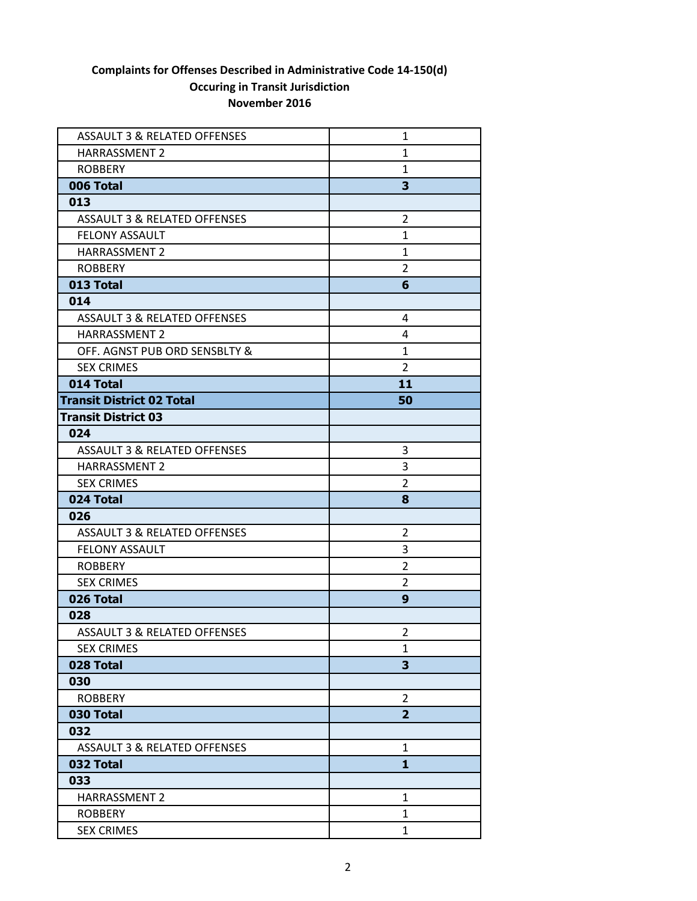**Complaints for Offenses Described in Administrative Code 14-150(d)**
**Occuring in Transit Jurisdiction**
**November 2016**

| | |
|---|---|
| ASSAULT 3 & RELATED OFFENSES | 1 |
| HARRASSMENT 2 | 1 |
| ROBBERY | 1 |
| **006 Total** | **3** |
| **013** | |
| ASSAULT 3 & RELATED OFFENSES | 2 |
| FELONY ASSAULT | 1 |
| HARRASSMENT 2 | 1 |
| ROBBERY | 2 |
| **013 Total** | **6** |
| **014** | |
| ASSAULT 3 & RELATED OFFENSES | 4 |
| HARRASSMENT 2 | 4 |
| OFF. AGNST PUB ORD SENSBLTY & | 1 |
| SEX CRIMES | 2 |
| **014 Total** | **11** |
| **Transit District 02 Total** | **50** |
| **Transit District 03** | |
| **024** | |
| ASSAULT 3 & RELATED OFFENSES | 3 |
| HARRASSMENT 2 | 3 |
| SEX CRIMES | 2 |
| **024 Total** | **8** |
| **026** | |
| ASSAULT 3 & RELATED OFFENSES | 2 |
| FELONY ASSAULT | 3 |
| ROBBERY | 2 |
| SEX CRIMES | 2 |
| **026 Total** | **9** |
| **028** | |
| ASSAULT 3 & RELATED OFFENSES | 2 |
| SEX CRIMES | 1 |
| **028 Total** | **3** |
| **030** | |
| ROBBERY | 2 |
| **030 Total** | **2** |
| **032** | |
| ASSAULT 3 & RELATED OFFENSES | 1 |
| **032 Total** | **1** |
| **033** | |
| HARRASSMENT 2 | 1 |
| ROBBERY | 1 |
| SEX CRIMES | 1 |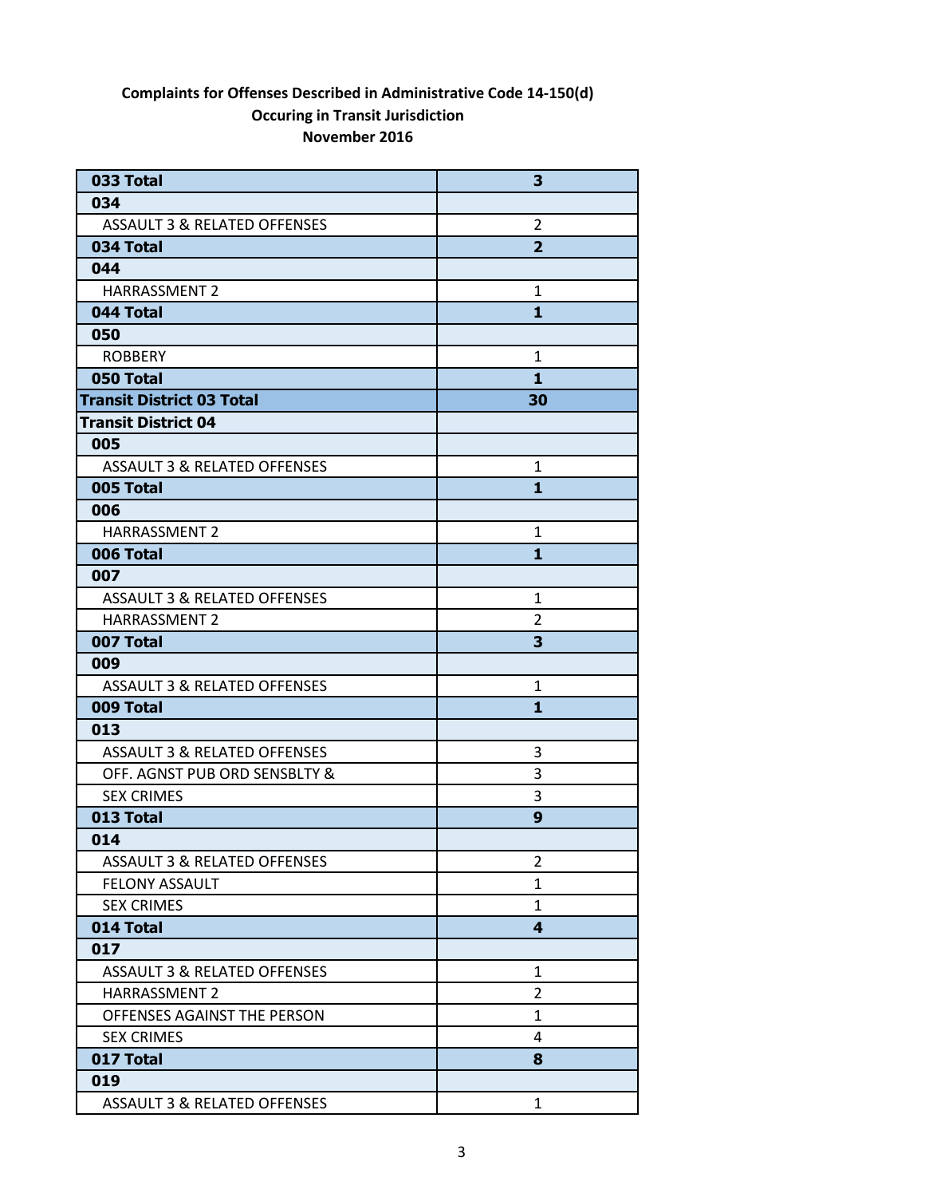**Complaints for Offenses Described in Administrative Code 14-150(d)**
**Occuring in Transit Jurisdiction**
**November 2016**

| | |
|---|---|
| **033 Total** | **3** |
| **034** | |
| ASSAULT 3 & RELATED OFFENSES | 2 |
| **034 Total** | **2** |
| **044** | |
| HARRASSMENT 2 | 1 |
| **044 Total** | **1** |
| **050** | |
| ROBBERY | 1 |
| **050 Total** | **1** |
| **Transit District 03 Total** | **30** |
| **Transit District 04** | |
| **005** | |
| ASSAULT 3 & RELATED OFFENSES | 1 |
| **005 Total** | **1** |
| **006** | |
| HARRASSMENT 2 | 1 |
| **006 Total** | **1** |
| **007** | |
| ASSAULT 3 & RELATED OFFENSES | 1 |
| HARRASSMENT 2 | 2 |
| **007 Total** | **3** |
| **009** | |
| ASSAULT 3 & RELATED OFFENSES | 1 |
| **009 Total** | **1** |
| **013** | |
| ASSAULT 3 & RELATED OFFENSES | 3 |
| OFF. AGNST PUB ORD SENSBLTY & | 3 |
| SEX CRIMES | 3 |
| **013 Total** | **9** |
| **014** | |
| ASSAULT 3 & RELATED OFFENSES | 2 |
| FELONY ASSAULT | 1 |
| SEX CRIMES | 1 |
| **014 Total** | **4** |
| **017** | |
| ASSAULT 3 & RELATED OFFENSES | 1 |
| HARRASSMENT 2 | 2 |
| OFFENSES AGAINST THE PERSON | 1 |
| SEX CRIMES | 4 |
| **017 Total** | **8** |
| **019** | |
| ASSAULT 3 & RELATED OFFENSES | 1 |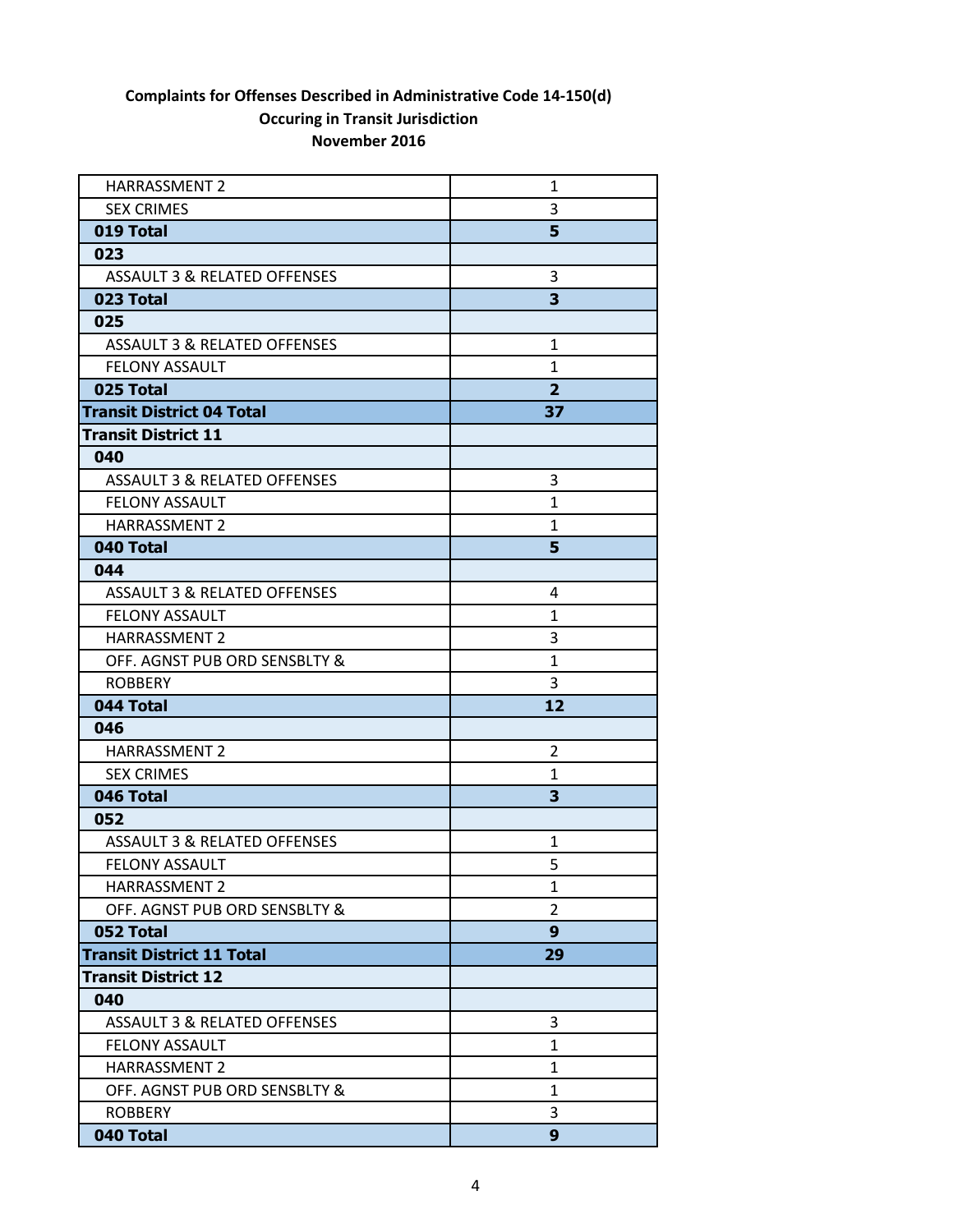**Complaints for Offenses Described in Administrative Code 14-150(d)**
**Occuring in Transit Jurisdiction**
**November 2016**

| | |
|---|---|
| HARRASSMENT 2 | 1 |
| SEX CRIMES | 3 |
| **019 Total** | **5** |
| **023** | |
| ASSAULT 3 & RELATED OFFENSES | 3 |
| **023 Total** | **3** |
| **025** | |
| ASSAULT 3 & RELATED OFFENSES | 1 |
| FELONY ASSAULT | 1 |
| **025 Total** | **2** |
| **Transit District 04 Total** | **37** |
| **Transit District 11** | |
| **040** | |
| ASSAULT 3 & RELATED OFFENSES | 3 |
| FELONY ASSAULT | 1 |
| HARRASSMENT 2 | 1 |
| **040 Total** | **5** |
| **044** | |
| ASSAULT 3 & RELATED OFFENSES | 4 |
| FELONY ASSAULT | 1 |
| HARRASSMENT 2 | 3 |
| OFF. AGNST PUB ORD SENSBLTY & | 1 |
| ROBBERY | 3 |
| **044 Total** | **12** |
| **046** | |
| HARRASSMENT 2 | 2 |
| SEX CRIMES | 1 |
| **046 Total** | **3** |
| **052** | |
| ASSAULT 3 & RELATED OFFENSES | 1 |
| FELONY ASSAULT | 5 |
| HARRASSMENT 2 | 1 |
| OFF. AGNST PUB ORD SENSBLTY & | 2 |
| **052 Total** | **9** |
| **Transit District 11 Total** | **29** |
| **Transit District 12** | |
| **040** | |
| ASSAULT 3 & RELATED OFFENSES | 3 |
| FELONY ASSAULT | 1 |
| HARRASSMENT 2 | 1 |
| OFF. AGNST PUB ORD SENSBLTY & | 1 |
| ROBBERY | 3 |
| **040 Total** | **9** |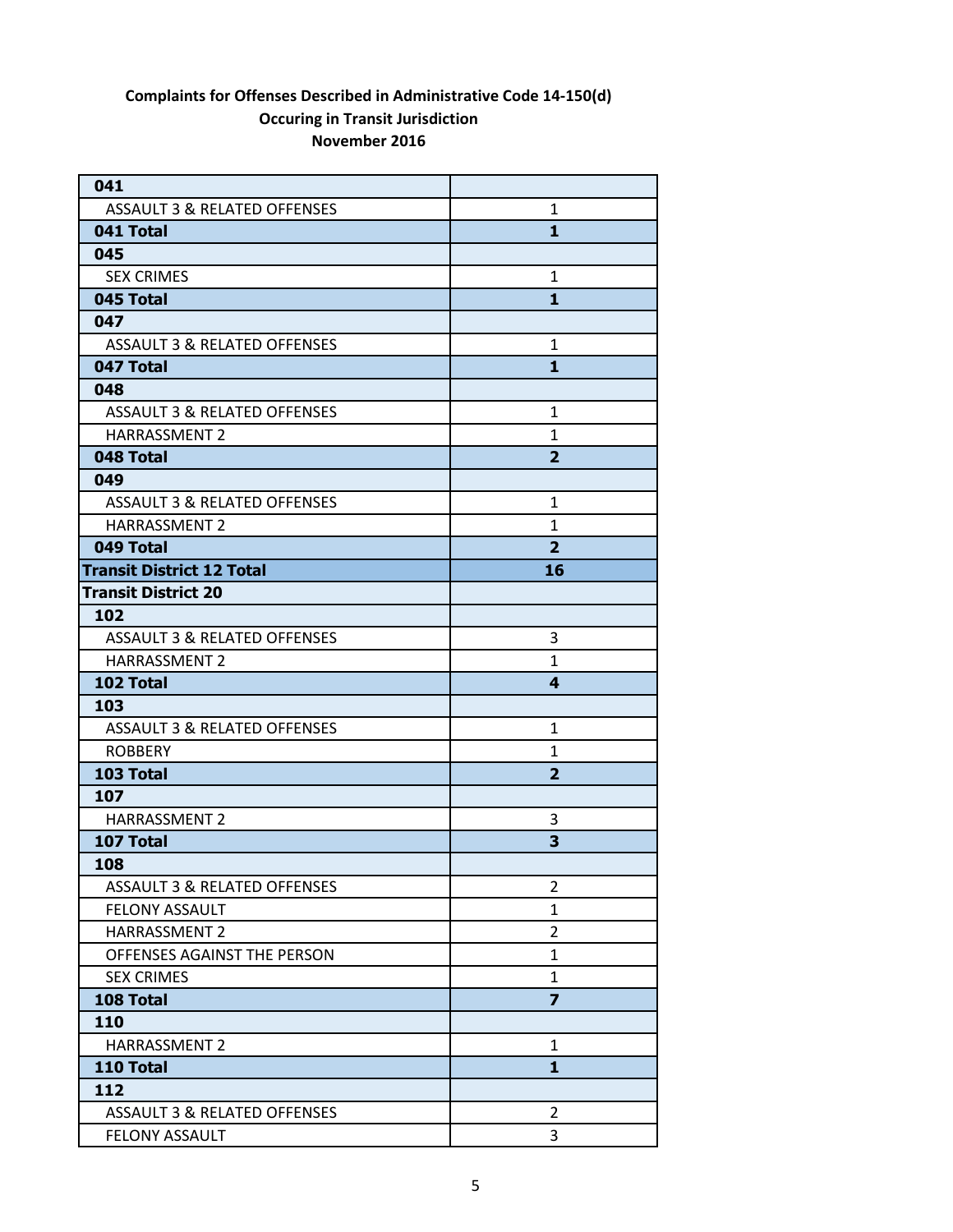**Complaints for Offenses Described in Administrative Code 14-150(d)**
**Occuring in Transit Jurisdiction**
**November 2016**

| | |
|---|---|
| **041** | |
| ASSAULT 3 & RELATED OFFENSES | 1 |
| **041 Total** | **1** |
| **045** | |
| SEX CRIMES | 1 |
| **045 Total** | **1** |
| **047** | |
| ASSAULT 3 & RELATED OFFENSES | 1 |
| **047 Total** | **1** |
| **048** | |
| ASSAULT 3 & RELATED OFFENSES | 1 |
| HARRASSMENT 2 | 1 |
| **048 Total** | **2** |
| **049** | |
| ASSAULT 3 & RELATED OFFENSES | 1 |
| HARRASSMENT 2 | 1 |
| **049 Total** | **2** |
| **Transit District 12 Total** | **16** |
| **Transit District 20** | |
| **102** | |
| ASSAULT 3 & RELATED OFFENSES | 3 |
| HARRASSMENT 2 | 1 |
| **102 Total** | **4** |
| **103** | |
| ASSAULT 3 & RELATED OFFENSES | 1 |
| ROBBERY | 1 |
| **103 Total** | **2** |
| **107** | |
| HARRASSMENT 2 | 3 |
| **107 Total** | **3** |
| **108** | |
| ASSAULT 3 & RELATED OFFENSES | 2 |
| FELONY ASSAULT | 1 |
| HARRASSMENT 2 | 2 |
| OFFENSES AGAINST THE PERSON | 1 |
| SEX CRIMES | 1 |
| **108 Total** | **7** |
| **110** | |
| HARRASSMENT 2 | 1 |
| **110 Total** | **1** |
| **112** | |
| ASSAULT 3 & RELATED OFFENSES | 2 |
| FELONY ASSAULT | 3 |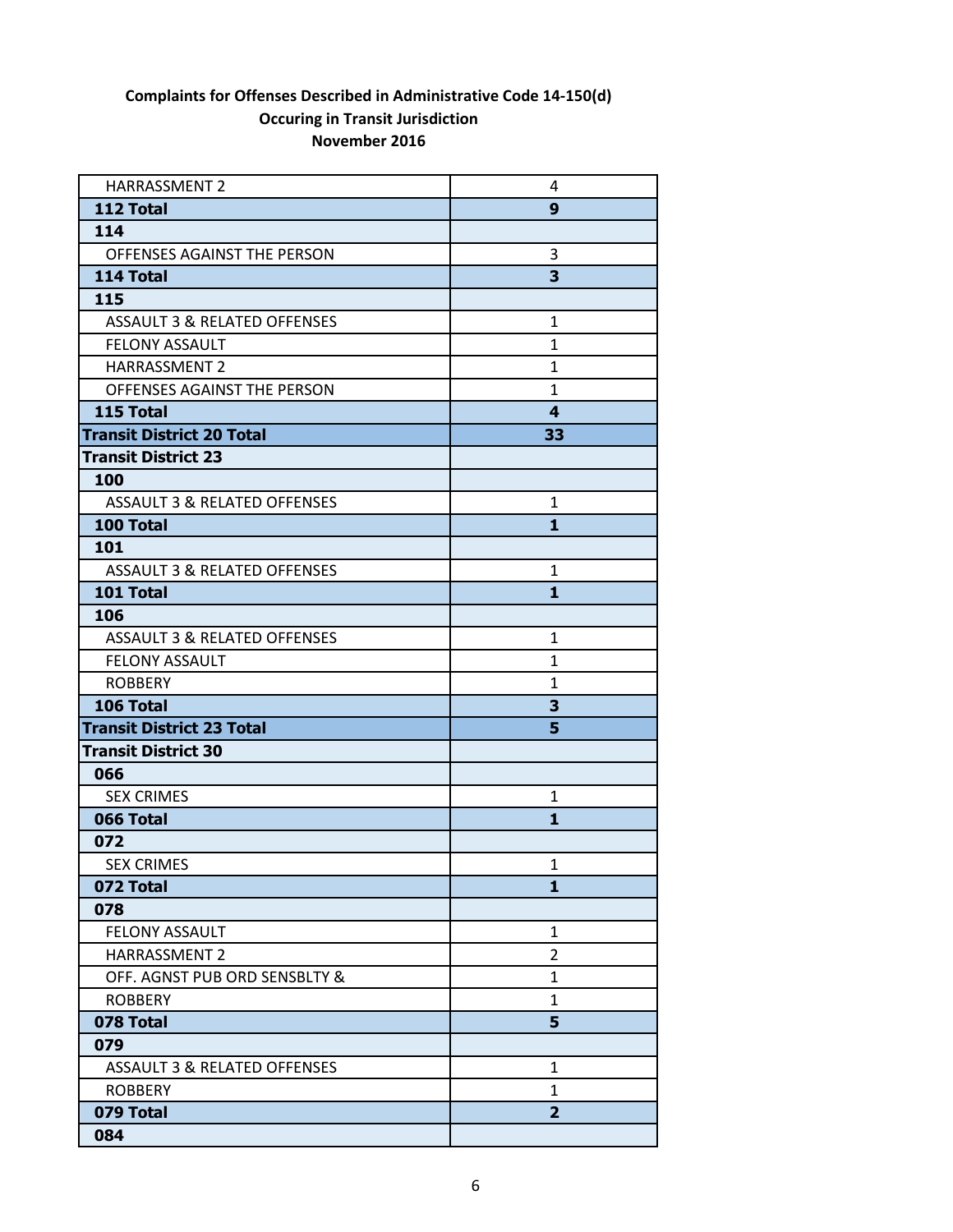**Complaints for Offenses Described in Administrative Code 14-150(d)**
**Occuring in Transit Jurisdiction**
**November 2016**

| | |
|---|---|
| HARRASSMENT 2 | 4 |
| **112 Total** | **9** |
| **114** | |
| OFFENSES AGAINST THE PERSON | 3 |
| **114 Total** | **3** |
| **115** | |
| ASSAULT 3 & RELATED OFFENSES | 1 |
| FELONY ASSAULT | 1 |
| HARRASSMENT 2 | 1 |
| OFFENSES AGAINST THE PERSON | 1 |
| **115 Total** | **4** |
| **Transit District 20 Total** | **33** |
| **Transit District 23** | |
| **100** | |
| ASSAULT 3 & RELATED OFFENSES | 1 |
| **100 Total** | **1** |
| **101** | |
| ASSAULT 3 & RELATED OFFENSES | 1 |
| **101 Total** | **1** |
| **106** | |
| ASSAULT 3 & RELATED OFFENSES | 1 |
| FELONY ASSAULT | 1 |
| ROBBERY | 1 |
| **106 Total** | **3** |
| **Transit District 23 Total** | **5** |
| **Transit District 30** | |
| **066** | |
| SEX CRIMES | 1 |
| **066 Total** | **1** |
| **072** | |
| SEX CRIMES | 1 |
| **072 Total** | **1** |
| **078** | |
| FELONY ASSAULT | 1 |
| HARRASSMENT 2 | 2 |
| OFF. AGNST PUB ORD SENSBLTY & | 1 |
| ROBBERY | 1 |
| **078 Total** | **5** |
| **079** | |
| ASSAULT 3 & RELATED OFFENSES | 1 |
| ROBBERY | 1 |
| **079 Total** | **2** |
| **084** | |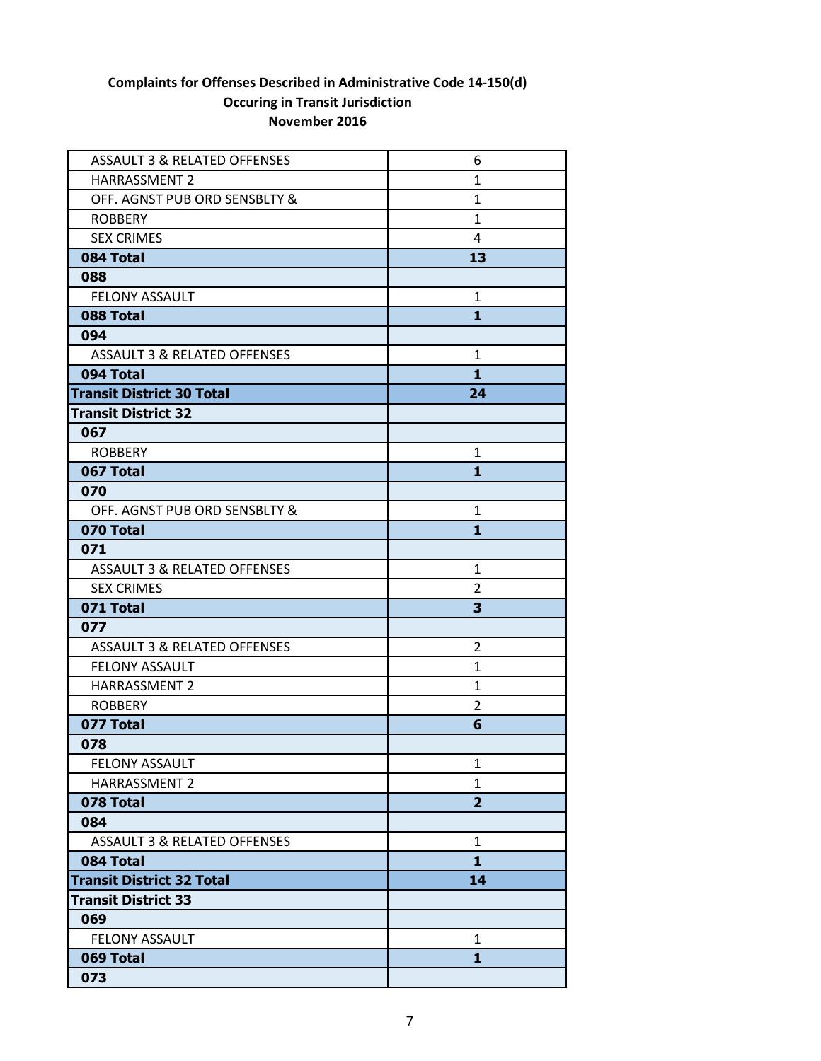**Complaints for Offenses Described in Administrative Code 14-150(d)**
**Occuring in Transit Jurisdiction**
**November 2016**

| | |
|---|---|
| ASSAULT 3 & RELATED OFFENSES | 6 |
| HARRASSMENT 2 | 1 |
| OFF. AGNST PUB ORD SENSBLTY & | 1 |
| ROBBERY | 1 |
| SEX CRIMES | 4 |
| **084 Total** | **13** |
| **088** | |
| FELONY ASSAULT | 1 |
| **088 Total** | **1** |
| **094** | |
| ASSAULT 3 & RELATED OFFENSES | 1 |
| **094 Total** | **1** |
| **Transit District 30 Total** | **24** |
| **Transit District 32** | |
| **067** | |
| ROBBERY | 1 |
| **067 Total** | **1** |
| **070** | |
| OFF. AGNST PUB ORD SENSBLTY & | 1 |
| **070 Total** | **1** |
| **071** | |
| ASSAULT 3 & RELATED OFFENSES | 1 |
| SEX CRIMES | 2 |
| **071 Total** | **3** |
| **077** | |
| ASSAULT 3 & RELATED OFFENSES | 2 |
| FELONY ASSAULT | 1 |
| HARRASSMENT 2 | 1 |
| ROBBERY | 2 |
| **077 Total** | **6** |
| **078** | |
| FELONY ASSAULT | 1 |
| HARRASSMENT 2 | 1 |
| **078 Total** | **2** |
| **084** | |
| ASSAULT 3 & RELATED OFFENSES | 1 |
| **084 Total** | **1** |
| **Transit District 32 Total** | **14** |
| **Transit District 33** | |
| **069** | |
| FELONY ASSAULT | 1 |
| **069 Total** | **1** |
| **073** | |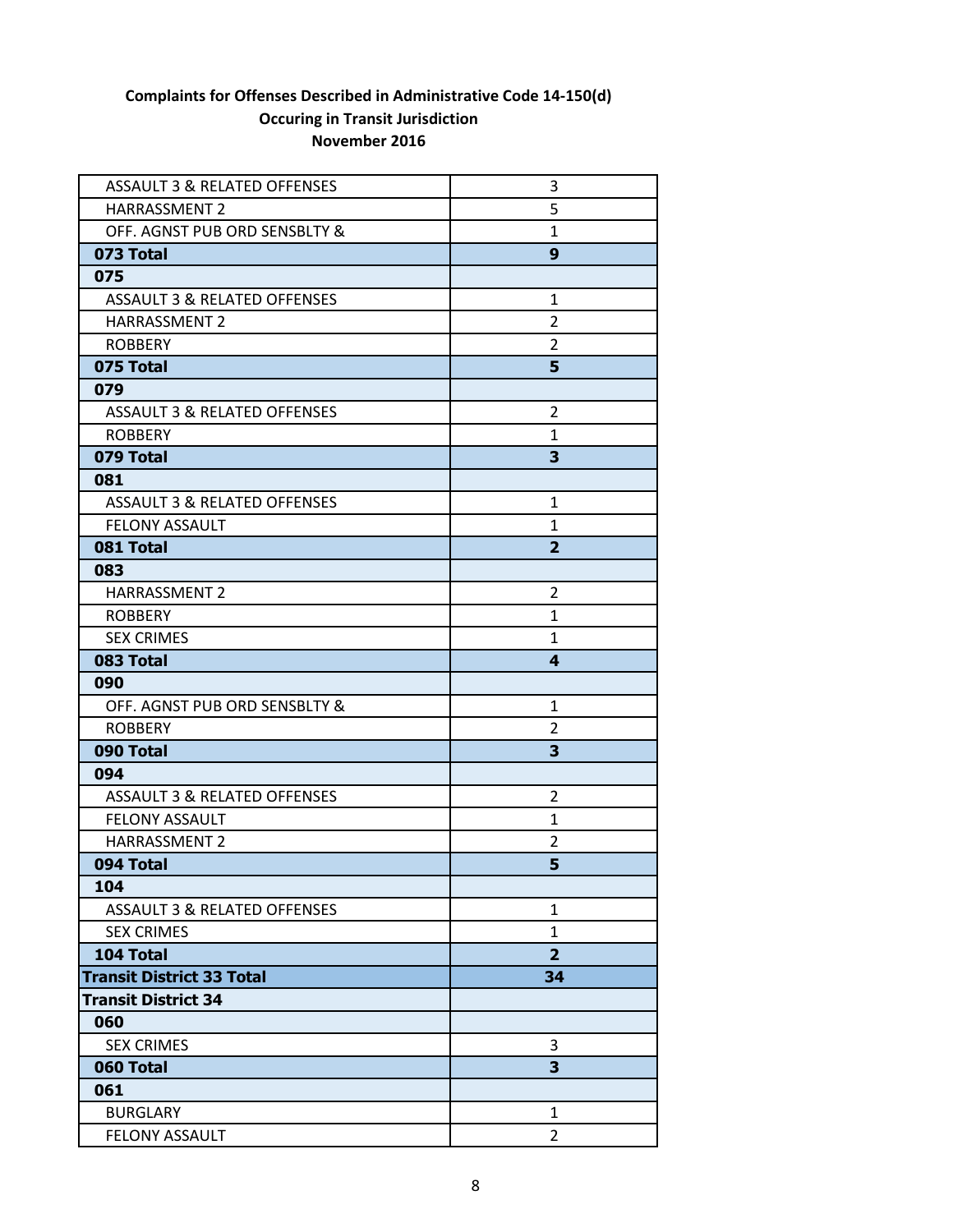**Complaints for Offenses Described in Administrative Code 14-150(d)**
**Occuring in Transit Jurisdiction**
**November 2016**

| | |
|---|---|
| ASSAULT 3 & RELATED OFFENSES | 3 |
| HARRASSMENT 2 | 5 |
| OFF. AGNST PUB ORD SENSBLTY & | 1 |
| **073 Total** | **9** |
| **075** | |
| ASSAULT 3 & RELATED OFFENSES | 1 |
| HARRASSMENT 2 | 2 |
| ROBBERY | 2 |
| **075 Total** | **5** |
| **079** | |
| ASSAULT 3 & RELATED OFFENSES | 2 |
| ROBBERY | 1 |
| **079 Total** | **3** |
| **081** | |
| ASSAULT 3 & RELATED OFFENSES | 1 |
| FELONY ASSAULT | 1 |
| **081 Total** | **2** |
| **083** | |
| HARRASSMENT 2 | 2 |
| ROBBERY | 1 |
| SEX CRIMES | 1 |
| **083 Total** | **4** |
| **090** | |
| OFF. AGNST PUB ORD SENSBLTY & | 1 |
| ROBBERY | 2 |
| **090 Total** | **3** |
| **094** | |
| ASSAULT 3 & RELATED OFFENSES | 2 |
| FELONY ASSAULT | 1 |
| HARRASSMENT 2 | 2 |
| **094 Total** | **5** |
| **104** | |
| ASSAULT 3 & RELATED OFFENSES | 1 |
| SEX CRIMES | 1 |
| **104 Total** | **2** |
| **Transit District 33 Total** | **34** |
| **Transit District 34** | |
| **060** | |
| SEX CRIMES | 3 |
| **060 Total** | **3** |
| **061** | |
| BURGLARY | 1 |
| FELONY ASSAULT | 2 |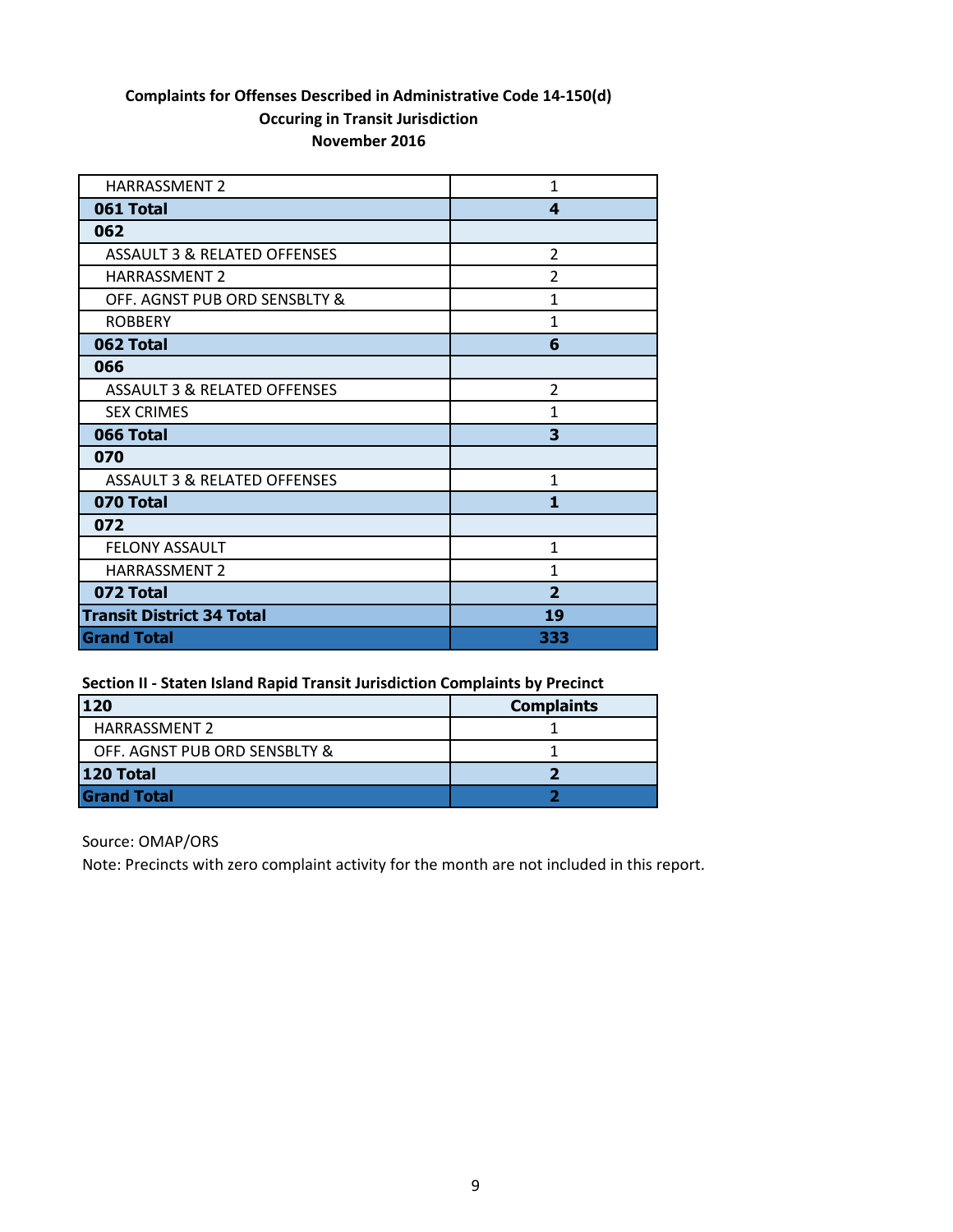**Complaints for Offenses Described in Administrative Code 14-150(d)**
**Occuring in Transit Jurisdiction**
**November 2016**

| | |
|---|---|
| HARRASSMENT 2 | 1 |
| **061 Total** | **4** |
| **062** | |
| ASSAULT 3 & RELATED OFFENSES | 2 |
| HARRASSMENT 2 | 2 |
| OFF. AGNST PUB ORD SENSBLTY & | 1 |
| ROBBERY | 1 |
| **062 Total** | **6** |
| **066** | |
| ASSAULT 3 & RELATED OFFENSES | 2 |
| SEX CRIMES | 1 |
| **066 Total** | **3** |
| **070** | |
| ASSAULT 3 & RELATED OFFENSES | 1 |
| **070 Total** | **1** |
| **072** | |
| FELONY ASSAULT | 1 |
| HARRASSMENT 2 | 1 |
| **072 Total** | **2** |
| **Transit District 34 Total** | **19** |
| **Grand Total** | **333** |

**Section II - Staten Island Rapid Transit Jurisdiction Complaints by Precinct**

| **120** | **Complaints** |
|---|---|
| HARRASSMENT 2 | 1 |
| OFF. AGNST PUB ORD SENSBLTY & | 1 |
| **120 Total** | **2** |
| **Grand Total** | **2** |

Source: OMAP/ORS
Note: Precincts with zero complaint activity for the month are not included in this report.